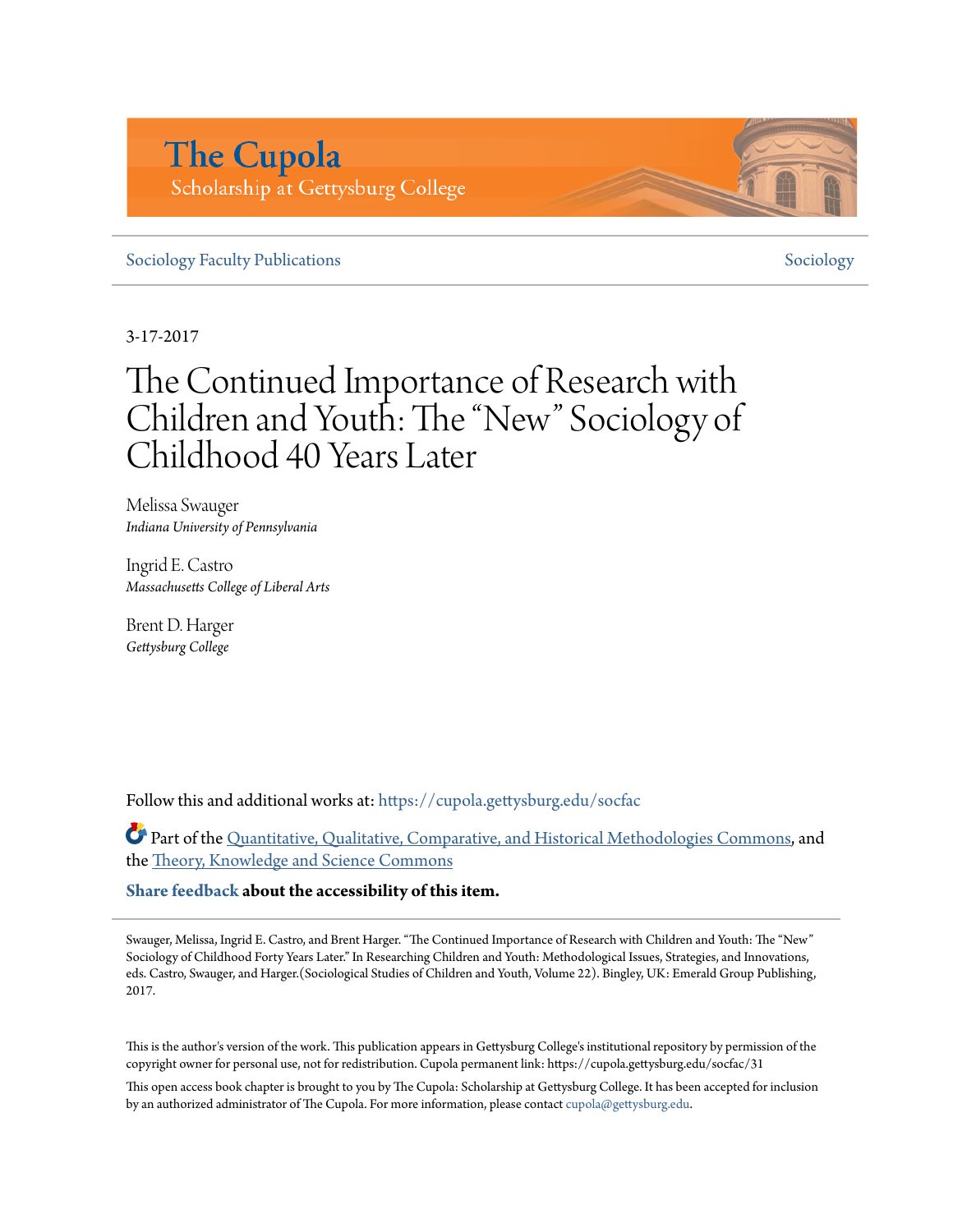# The Cupola

Scholarship at Gettysburg College

Sociology Faculty Publications | Sociology

3-17-2017

# The Continued Importance of Research with Children and Youth: The "New" Sociology of Childhood 40 Years Later

Melissa Swauger
*Indiana University of Pennsylvania*

Ingrid E. Castro
*Massachusetts College of Liberal Arts*

Brent D. Harger
*Gettysburg College*

Follow this and additional works at: https://cupola.gettysburg.edu/socfac

Part of the Quantitative, Qualitative, Comparative, and Historical Methodologies Commons, and the Theory, Knowledge and Science Commons

**Share feedback about the accessibility of this item.**

Swauger, Melissa, Ingrid E. Castro, and Brent Harger. "The Continued Importance of Research with Children and Youth: The "New" Sociology of Childhood Forty Years Later." In Researching Children and Youth: Methodological Issues, Strategies, and Innovations, eds. Castro, Swauger, and Harger.(Sociological Studies of Children and Youth, Volume 22). Bingley, UK: Emerald Group Publishing, 2017.

This is the author's version of the work. This publication appears in Gettysburg College's institutional repository by permission of the copyright owner for personal use, not for redistribution. Cupola permanent link: https://cupola.gettysburg.edu/socfac/31

This open access book chapter is brought to you by The Cupola: Scholarship at Gettysburg College. It has been accepted for inclusion by an authorized administrator of The Cupola. For more information, please contact cupola@gettysburg.edu.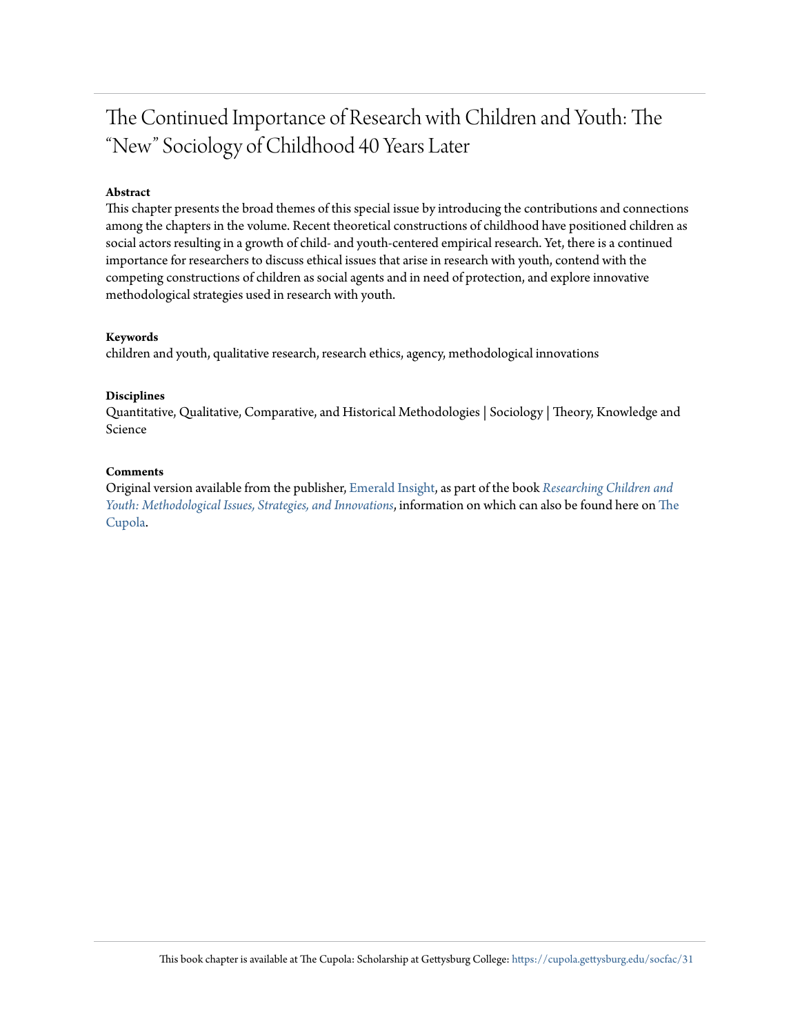# The Continued Importance of Research with Children and Youth: The "New" Sociology of Childhood 40 Years Later

### Abstract

This chapter presents the broad themes of this special issue by introducing the contributions and connections among the chapters in the volume. Recent theoretical constructions of childhood have positioned children as social actors resulting in a growth of child- and youth-centered empirical research. Yet, there is a continued importance for researchers to discuss ethical issues that arise in research with youth, contend with the competing constructions of children as social agents and in need of protection, and explore innovative methodological strategies used in research with youth.

### Keywords

children and youth, qualitative research, research ethics, agency, methodological innovations

### Disciplines

Quantitative, Qualitative, Comparative, and Historical Methodologies | Sociology | Theory, Knowledge and Science

### Comments

Original version available from the publisher, Emerald Insight, as part of the book *Researching Children and Youth: Methodological Issues, Strategies, and Innovations*, information on which can also be found here on The Cupola.

This book chapter is available at The Cupola: Scholarship at Gettysburg College: https://cupola.gettysburg.edu/socfac/31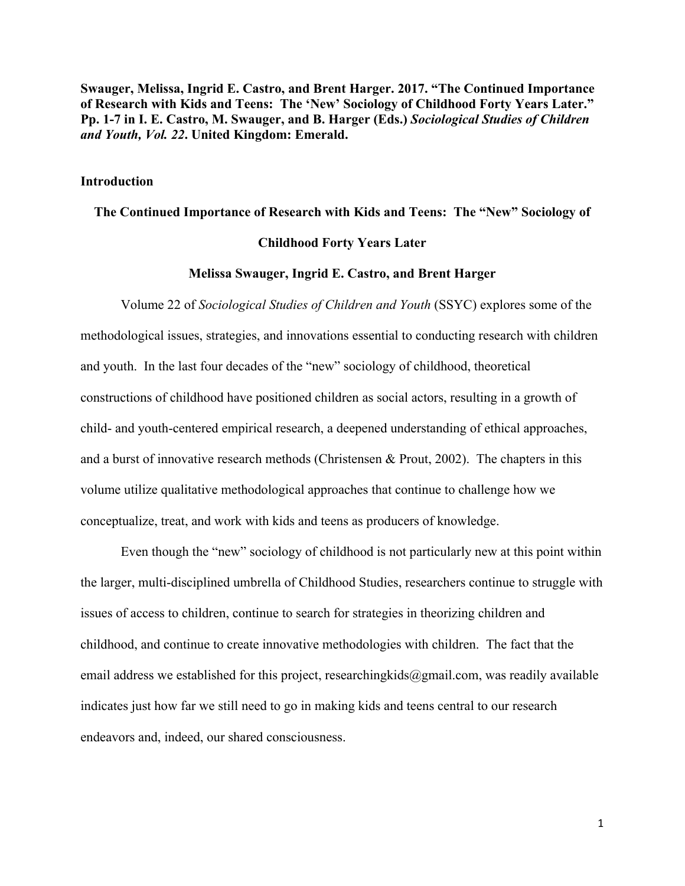**Swauger, Melissa, Ingrid E. Castro, and Brent Harger. 2017. "The Continued Importance of Research with Kids and Teens: The 'New' Sociology of Childhood Forty Years Later." Pp. 1-7 in I. E. Castro, M. Swauger, and B. Harger (Eds.) *Sociological Studies of Children and Youth, Vol. 22*. United Kingdom: Emerald.**

## Introduction

# The Continued Importance of Research with Kids and Teens: The "New" Sociology of Childhood Forty Years Later

**Melissa Swauger, Ingrid E. Castro, and Brent Harger**

Volume 22 of *Sociological Studies of Children and Youth* (SSYC) explores some of the methodological issues, strategies, and innovations essential to conducting research with children and youth. In the last four decades of the "new" sociology of childhood, theoretical constructions of childhood have positioned children as social actors, resulting in a growth of child- and youth-centered empirical research, a deepened understanding of ethical approaches, and a burst of innovative research methods (Christensen & Prout, 2002). The chapters in this volume utilize qualitative methodological approaches that continue to challenge how we conceptualize, treat, and work with kids and teens as producers of knowledge.

Even though the "new" sociology of childhood is not particularly new at this point within the larger, multi-disciplined umbrella of Childhood Studies, researchers continue to struggle with issues of access to children, continue to search for strategies in theorizing children and childhood, and continue to create innovative methodologies with children. The fact that the email address we established for this project, researchingkids@gmail.com, was readily available indicates just how far we still need to go in making kids and teens central to our research endeavors and, indeed, our shared consciousness.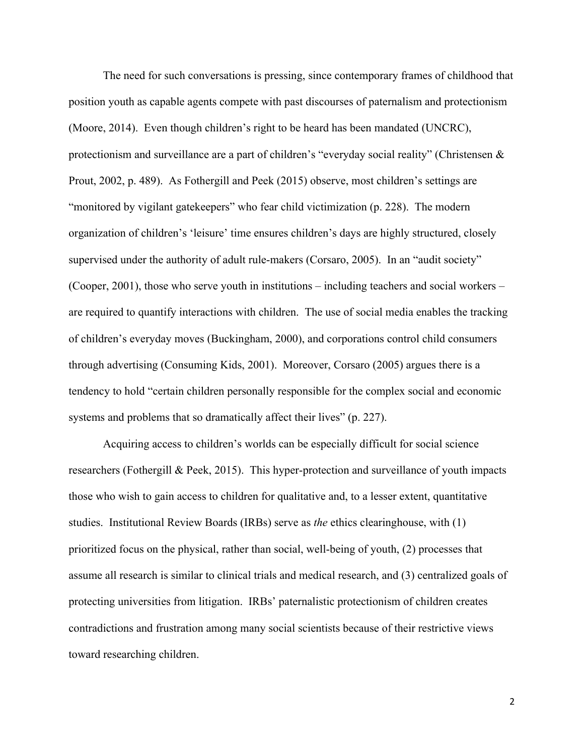The need for such conversations is pressing, since contemporary frames of childhood that position youth as capable agents compete with past discourses of paternalism and protectionism (Moore, 2014). Even though children's right to be heard has been mandated (UNCRC), protectionism and surveillance are a part of children's "everyday social reality" (Christensen & Prout, 2002, p. 489). As Fothergill and Peek (2015) observe, most children's settings are "monitored by vigilant gatekeepers" who fear child victimization (p. 228). The modern organization of children's 'leisure' time ensures children's days are highly structured, closely supervised under the authority of adult rule-makers (Corsaro, 2005). In an "audit society" (Cooper, 2001), those who serve youth in institutions – including teachers and social workers – are required to quantify interactions with children. The use of social media enables the tracking of children's everyday moves (Buckingham, 2000), and corporations control child consumers through advertising (Consuming Kids, 2001). Moreover, Corsaro (2005) argues there is a tendency to hold "certain children personally responsible for the complex social and economic systems and problems that so dramatically affect their lives" (p. 227).

Acquiring access to children's worlds can be especially difficult for social science researchers (Fothergill & Peek, 2015). This hyper-protection and surveillance of youth impacts those who wish to gain access to children for qualitative and, to a lesser extent, quantitative studies. Institutional Review Boards (IRBs) serve as *the* ethics clearinghouse, with (1) prioritized focus on the physical, rather than social, well-being of youth, (2) processes that assume all research is similar to clinical trials and medical research, and (3) centralized goals of protecting universities from litigation. IRBs' paternalistic protectionism of children creates contradictions and frustration among many social scientists because of their restrictive views toward researching children.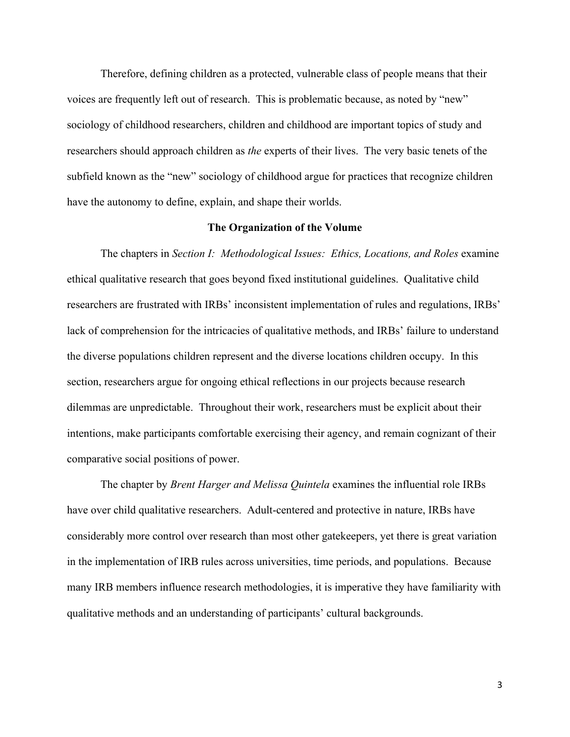Therefore, defining children as a protected, vulnerable class of people means that their voices are frequently left out of research. This is problematic because, as noted by "new" sociology of childhood researchers, children and childhood are important topics of study and researchers should approach children as *the* experts of their lives. The very basic tenets of the subfield known as the "new" sociology of childhood argue for practices that recognize children have the autonomy to define, explain, and shape their worlds.

## The Organization of the Volume

The chapters in *Section I: Methodological Issues: Ethics, Locations, and Roles* examine ethical qualitative research that goes beyond fixed institutional guidelines. Qualitative child researchers are frustrated with IRBs' inconsistent implementation of rules and regulations, IRBs' lack of comprehension for the intricacies of qualitative methods, and IRBs' failure to understand the diverse populations children represent and the diverse locations children occupy. In this section, researchers argue for ongoing ethical reflections in our projects because research dilemmas are unpredictable. Throughout their work, researchers must be explicit about their intentions, make participants comfortable exercising their agency, and remain cognizant of their comparative social positions of power.

The chapter by *Brent Harger and Melissa Quintela* examines the influential role IRBs have over child qualitative researchers. Adult-centered and protective in nature, IRBs have considerably more control over research than most other gatekeepers, yet there is great variation in the implementation of IRB rules across universities, time periods, and populations. Because many IRB members influence research methodologies, it is imperative they have familiarity with qualitative methods and an understanding of participants' cultural backgrounds.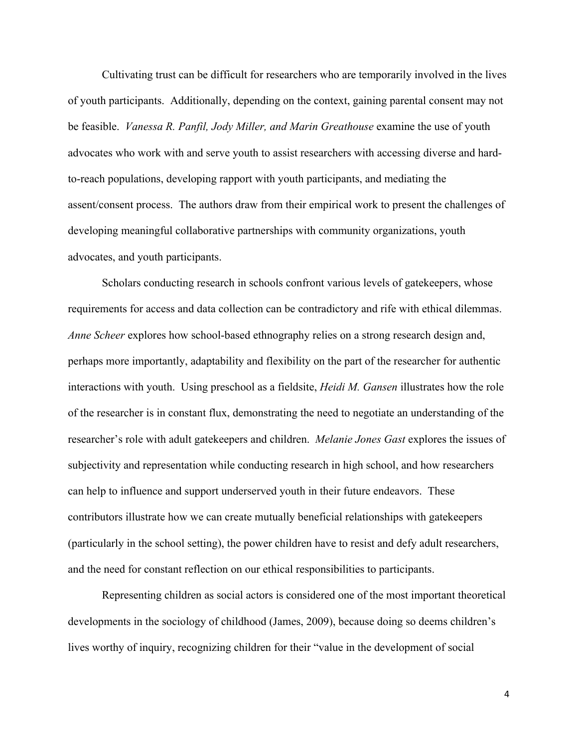Cultivating trust can be difficult for researchers who are temporarily involved in the lives of youth participants. Additionally, depending on the context, gaining parental consent may not be feasible. *Vanessa R. Panfil, Jody Miller, and Marin Greathouse* examine the use of youth advocates who work with and serve youth to assist researchers with accessing diverse and hard-to-reach populations, developing rapport with youth participants, and mediating the assent/consent process. The authors draw from their empirical work to present the challenges of developing meaningful collaborative partnerships with community organizations, youth advocates, and youth participants.

Scholars conducting research in schools confront various levels of gatekeepers, whose requirements for access and data collection can be contradictory and rife with ethical dilemmas. *Anne Scheer* explores how school-based ethnography relies on a strong research design and, perhaps more importantly, adaptability and flexibility on the part of the researcher for authentic interactions with youth. Using preschool as a fieldsite, *Heidi M. Gansen* illustrates how the role of the researcher is in constant flux, demonstrating the need to negotiate an understanding of the researcher's role with adult gatekeepers and children. *Melanie Jones Gast* explores the issues of subjectivity and representation while conducting research in high school, and how researchers can help to influence and support underserved youth in their future endeavors. These contributors illustrate how we can create mutually beneficial relationships with gatekeepers (particularly in the school setting), the power children have to resist and defy adult researchers, and the need for constant reflection on our ethical responsibilities to participants.

Representing children as social actors is considered one of the most important theoretical developments in the sociology of childhood (James, 2009), because doing so deems children's lives worthy of inquiry, recognizing children for their "value in the development of social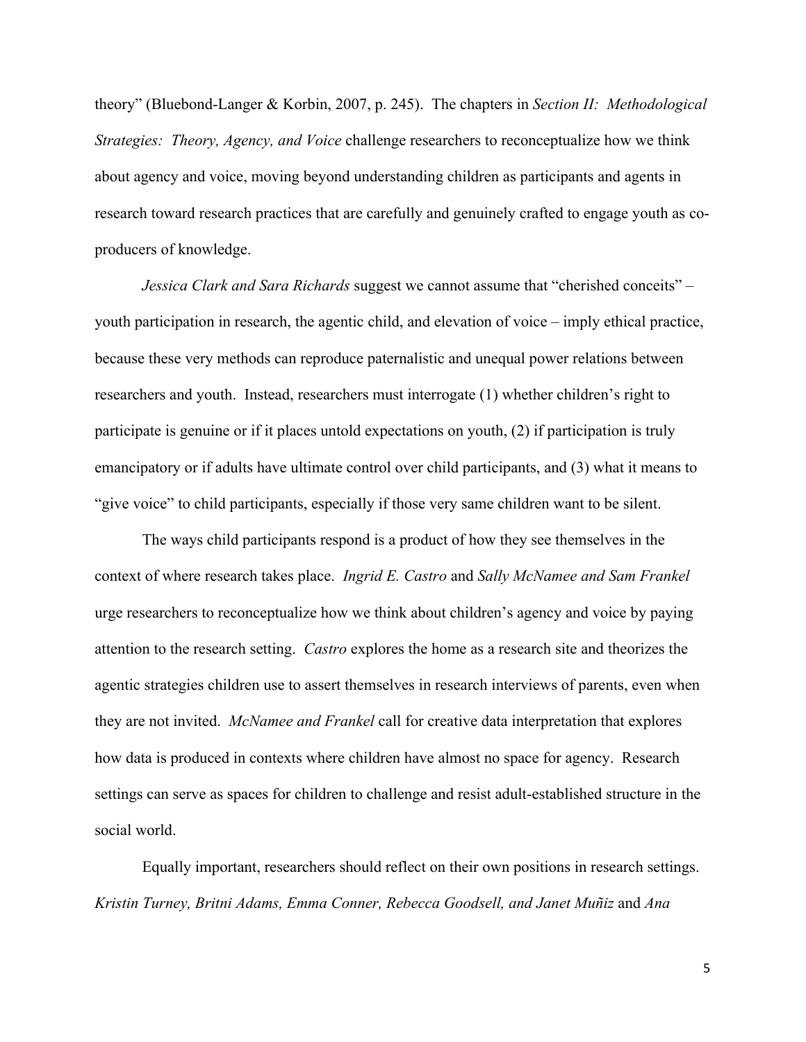theory" (Bluebond-Langer & Korbin, 2007, p. 245). The chapters in *Section II: Methodological Strategies: Theory, Agency, and Voice* challenge researchers to reconceptualize how we think about agency and voice, moving beyond understanding children as participants and agents in research toward research practices that are carefully and genuinely crafted to engage youth as co-producers of knowledge.

*Jessica Clark and Sara Richards* suggest we cannot assume that "cherished conceits" – youth participation in research, the agentic child, and elevation of voice – imply ethical practice, because these very methods can reproduce paternalistic and unequal power relations between researchers and youth. Instead, researchers must interrogate (1) whether children's right to participate is genuine or if it places untold expectations on youth, (2) if participation is truly emancipatory or if adults have ultimate control over child participants, and (3) what it means to "give voice" to child participants, especially if those very same children want to be silent.

The ways child participants respond is a product of how they see themselves in the context of where research takes place. *Ingrid E. Castro* and *Sally McNamee and Sam Frankel* urge researchers to reconceptualize how we think about children's agency and voice by paying attention to the research setting. *Castro* explores the home as a research site and theorizes the agentic strategies children use to assert themselves in research interviews of parents, even when they are not invited. *McNamee and Frankel* call for creative data interpretation that explores how data is produced in contexts where children have almost no space for agency. Research settings can serve as spaces for children to challenge and resist adult-established structure in the social world.

Equally important, researchers should reflect on their own positions in research settings. *Kristin Turney, Britni Adams, Emma Conner, Rebecca Goodsell, and Janet Muñiz* and *Ana*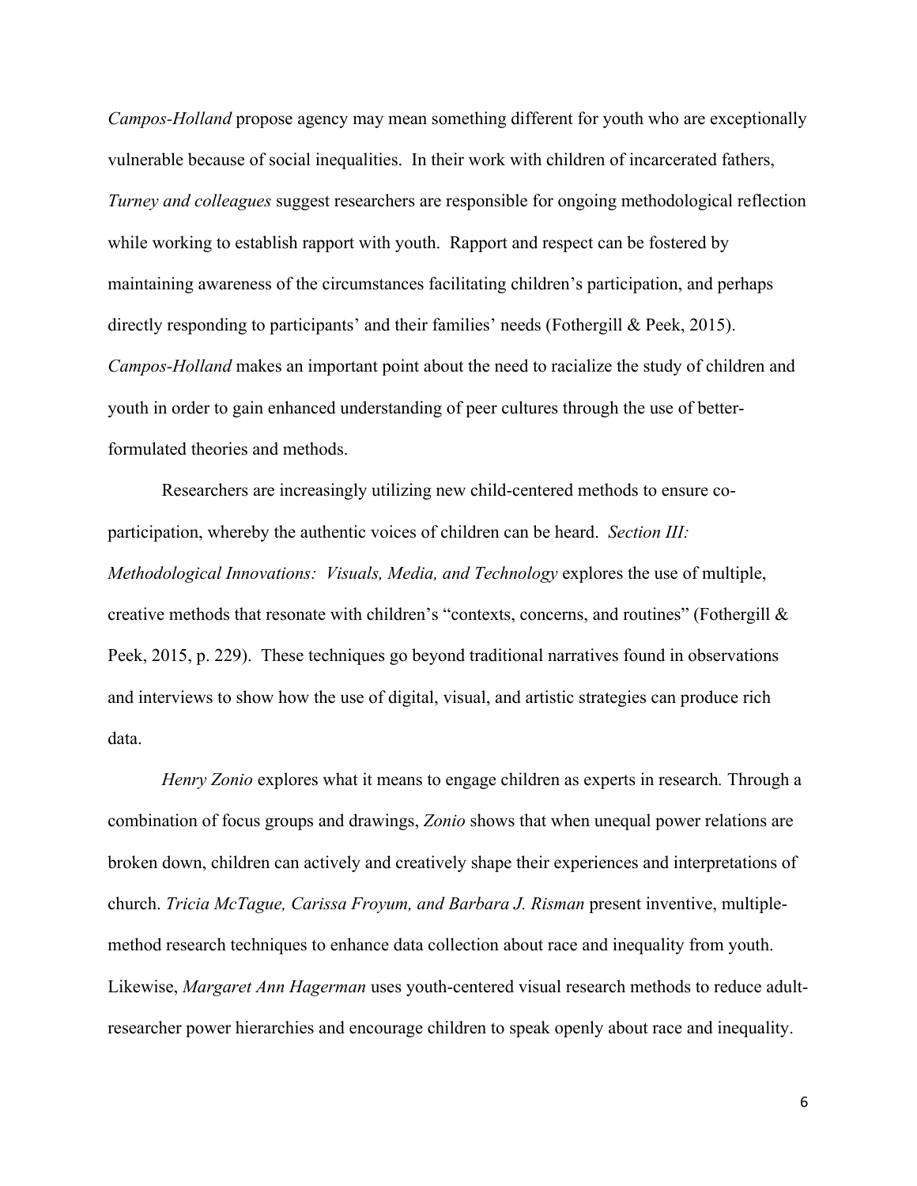*Campos-Holland* propose agency may mean something different for youth who are exceptionally vulnerable because of social inequalities. In their work with children of incarcerated fathers, *Turney and colleagues* suggest researchers are responsible for ongoing methodological reflection while working to establish rapport with youth. Rapport and respect can be fostered by maintaining awareness of the circumstances facilitating children's participation, and perhaps directly responding to participants' and their families' needs (Fothergill & Peek, 2015). *Campos-Holland* makes an important point about the need to racialize the study of children and youth in order to gain enhanced understanding of peer cultures through the use of better-formulated theories and methods.

Researchers are increasingly utilizing new child-centered methods to ensure co-participation, whereby the authentic voices of children can be heard. *Section III: Methodological Innovations: Visuals, Media, and Technology* explores the use of multiple, creative methods that resonate with children's "contexts, concerns, and routines" (Fothergill & Peek, 2015, p. 229). These techniques go beyond traditional narratives found in observations and interviews to show how the use of digital, visual, and artistic strategies can produce rich data.

*Henry Zonio* explores what it means to engage children as experts in research. Through a combination of focus groups and drawings, *Zonio* shows that when unequal power relations are broken down, children can actively and creatively shape their experiences and interpretations of church. *Tricia McTague, Carissa Froyum, and Barbara J. Risman* present inventive, multiple-method research techniques to enhance data collection about race and inequality from youth. Likewise, *Margaret Ann Hagerman* uses youth-centered visual research methods to reduce adult-researcher power hierarchies and encourage children to speak openly about race and inequality.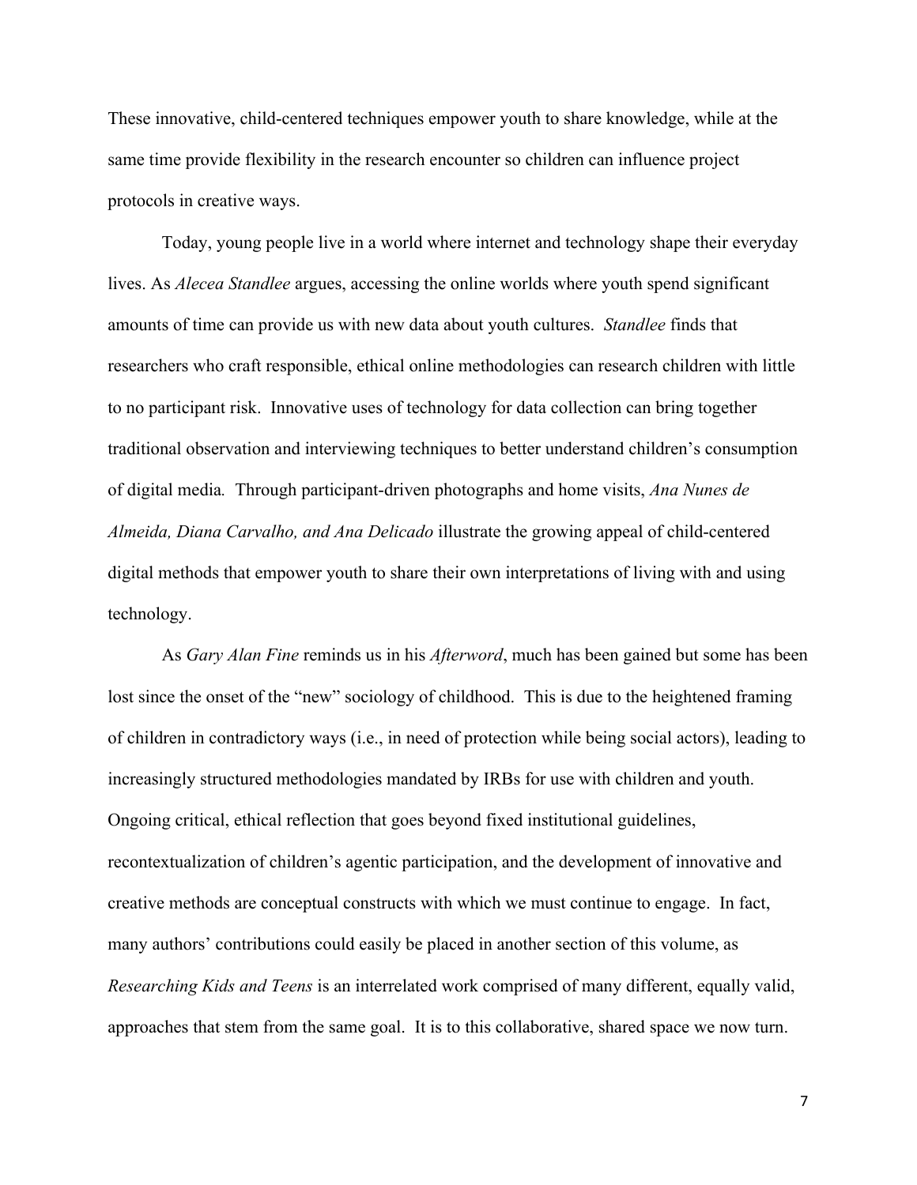These innovative, child-centered techniques empower youth to share knowledge, while at the same time provide flexibility in the research encounter so children can influence project protocols in creative ways.

Today, young people live in a world where internet and technology shape their everyday lives. As *Alecea Standlee* argues, accessing the online worlds where youth spend significant amounts of time can provide us with new data about youth cultures. *Standlee* finds that researchers who craft responsible, ethical online methodologies can research children with little to no participant risk. Innovative uses of technology for data collection can bring together traditional observation and interviewing techniques to better understand children's consumption of digital media. Through participant-driven photographs and home visits, *Ana Nunes de Almeida, Diana Carvalho, and Ana Delicado* illustrate the growing appeal of child-centered digital methods that empower youth to share their own interpretations of living with and using technology.

As *Gary Alan Fine* reminds us in his *Afterword*, much has been gained but some has been lost since the onset of the "new" sociology of childhood. This is due to the heightened framing of children in contradictory ways (i.e., in need of protection while being social actors), leading to increasingly structured methodologies mandated by IRBs for use with children and youth. Ongoing critical, ethical reflection that goes beyond fixed institutional guidelines, recontextualization of children's agentic participation, and the development of innovative and creative methods are conceptual constructs with which we must continue to engage. In fact, many authors' contributions could easily be placed in another section of this volume, as *Researching Kids and Teens* is an interrelated work comprised of many different, equally valid, approaches that stem from the same goal. It is to this collaborative, shared space we now turn.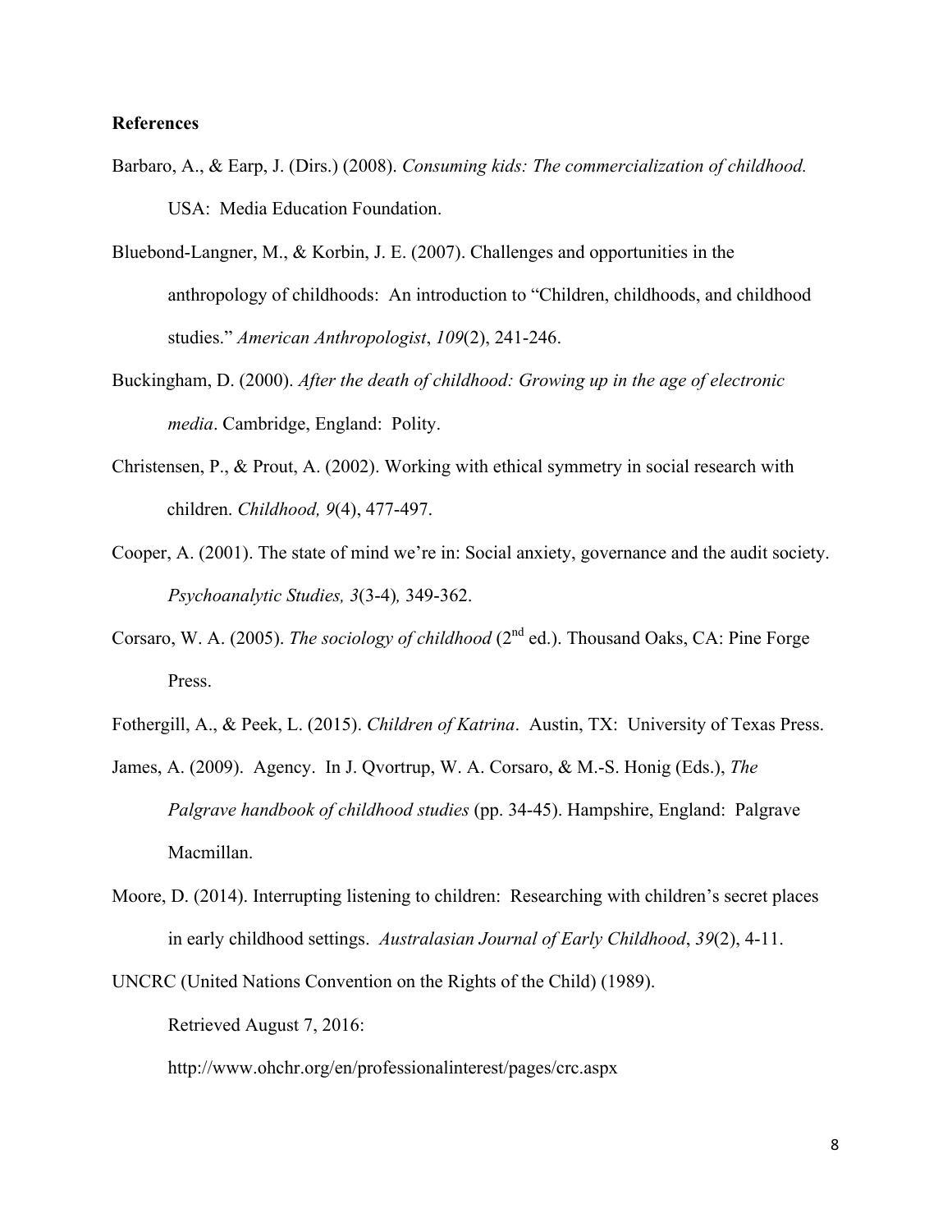**References**

Barbaro, A., & Earp, J. (Dirs.) (2008). *Consuming kids: The commercialization of childhood.* USA: Media Education Foundation.

Bluebond-Langner, M., & Korbin, J. E. (2007). Challenges and opportunities in the anthropology of childhoods: An introduction to "Children, childhoods, and childhood studies." *American Anthropologist*, *109*(2), 241-246.

Buckingham, D. (2000). *After the death of childhood: Growing up in the age of electronic media*. Cambridge, England: Polity.

Christensen, P., & Prout, A. (2002). Working with ethical symmetry in social research with children. *Childhood, 9*(4), 477-497.

Cooper, A. (2001). The state of mind we're in: Social anxiety, governance and the audit society. *Psychoanalytic Studies, 3*(3-4)*,* 349-362.

Corsaro, W. A. (2005). *The sociology of childhood* (2nd ed.). Thousand Oaks, CA: Pine Forge Press.

Fothergill, A., & Peek, L. (2015). *Children of Katrina*. Austin, TX: University of Texas Press.

James, A. (2009). Agency. In J. Qvortrup, W. A. Corsaro, & M.-S. Honig (Eds.), *The Palgrave handbook of childhood studies* (pp. 34-45). Hampshire, England: Palgrave Macmillan.

Moore, D. (2014). Interrupting listening to children: Researching with children's secret places in early childhood settings. *Australasian Journal of Early Childhood*, *39*(2), 4-11.

UNCRC (United Nations Convention on the Rights of the Child) (1989).

Retrieved August 7, 2016:

http://www.ohchr.org/en/professionalinterest/pages/crc.aspx